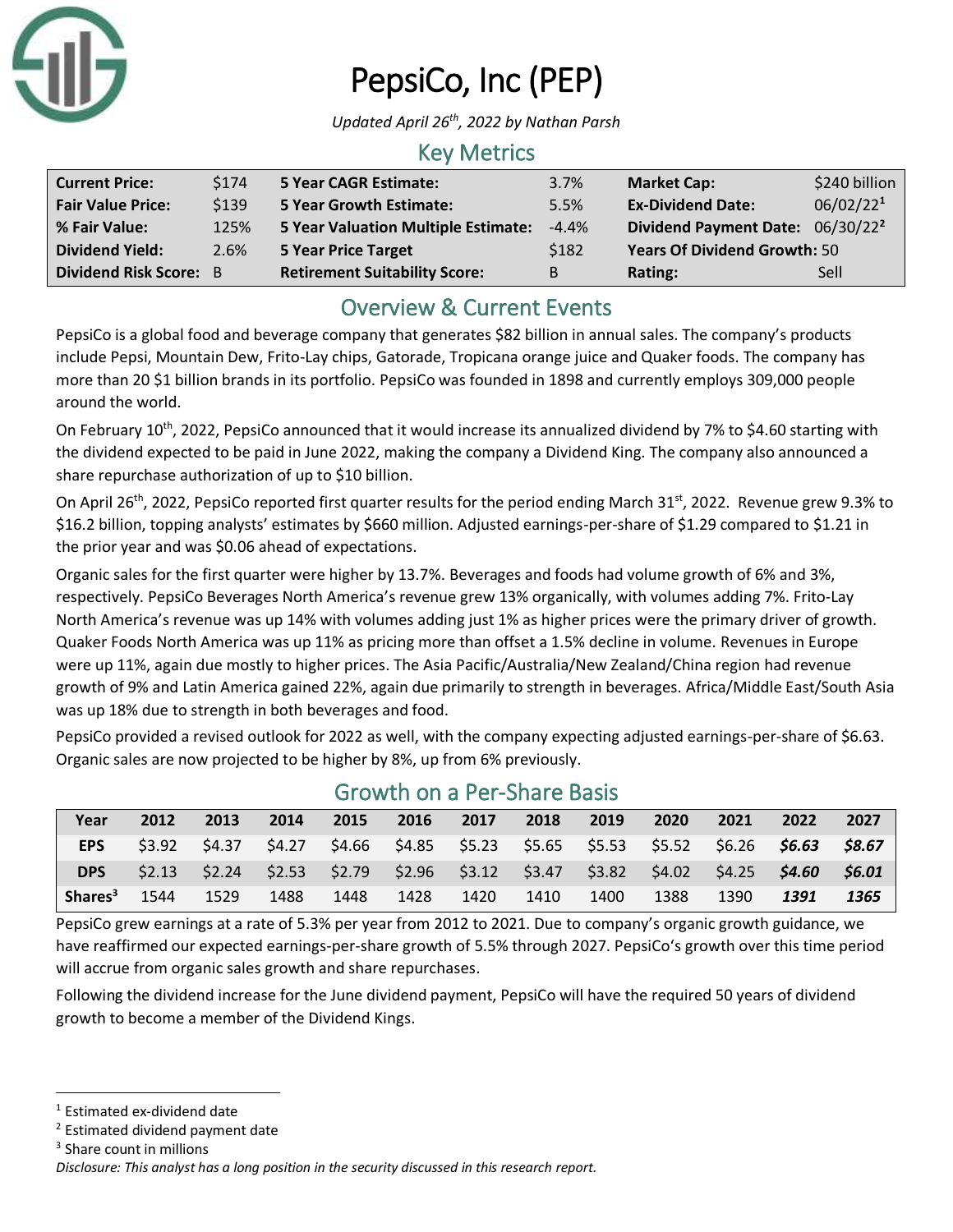# PepsiCo, Inc (PEP)

*Updated April 26th, 2022 by Nathan Parsh*

## Key Metrics

| | | | | | |
|---|---|---|---|---|---|
| **Current Price:** | $174 | **5 Year CAGR Estimate:** | 3.7% | **Market Cap:** | $240 billion |
| **Fair Value Price:** | $139 | **5 Year Growth Estimate:** | 5.5% | **Ex-Dividend Date:** | 06/02/22[1] |
| **% Fair Value:** | 125% | **5 Year Valuation Multiple Estimate:** | -4.4% | **Dividend Payment Date:** | 06/30/22[2] |
| **Dividend Yield:** | 2.6% | **5 Year Price Target** | $182 | **Years Of Dividend Growth:** | 50 |
| **Dividend Risk Score:** | B | **Retirement Suitability Score:** | B | **Rating:** | Sell |

## Overview & Current Events

PepsiCo is a global food and beverage company that generates $82 billion in annual sales. The company's products include Pepsi, Mountain Dew, Frito-Lay chips, Gatorade, Tropicana orange juice and Quaker foods. The company has more than 20 $1 billion brands in its portfolio. PepsiCo was founded in 1898 and currently employs 309,000 people around the world.

On February 10th, 2022, PepsiCo announced that it would increase its annualized dividend by 7% to $4.60 starting with the dividend expected to be paid in June 2022, making the company a Dividend King. The company also announced a share repurchase authorization of up to $10 billion.

On April 26th, 2022, PepsiCo reported first quarter results for the period ending March 31st, 2022. Revenue grew 9.3% to $16.2 billion, topping analysts' estimates by $660 million. Adjusted earnings-per-share of $1.29 compared to $1.21 in the prior year and was $0.06 ahead of expectations.

Organic sales for the first quarter were higher by 13.7%. Beverages and foods had volume growth of 6% and 3%, respectively. PepsiCo Beverages North America's revenue grew 13% organically, with volumes adding 7%. Frito-Lay North America's revenue was up 14% with volumes adding just 1% as higher prices were the primary driver of growth. Quaker Foods North America was up 11% as pricing more than offset a 1.5% decline in volume. Revenues in Europe were up 11%, again due mostly to higher prices. The Asia Pacific/Australia/New Zealand/China region had revenue growth of 9% and Latin America gained 22%, again due primarily to strength in beverages. Africa/Middle East/South Asia was up 18% due to strength in both beverages and food.

PepsiCo provided a revised outlook for 2022 as well, with the company expecting adjusted earnings-per-share of $6.63. Organic sales are now projected to be higher by 8%, up from 6% previously.

## Growth on a Per-Share Basis

| Year | 2012 | 2013 | 2014 | 2015 | 2016 | 2017 | 2018 | 2019 | 2020 | 2021 | 2022 | 2027 |
|---|---|---|---|---|---|---|---|---|---|---|---|---|
| **EPS** | $3.92 | $4.37 | $4.27 | $4.66 | $4.85 | $5.23 | $5.65 | $5.53 | $5.52 | $6.26 | ***$6.63*** | ***$8.67*** |
| **DPS** | $2.13 | $2.24 | $2.53 | $2.79 | $2.96 | $3.12 | $3.47 | $3.82 | $4.02 | $4.25 | ***$4.60*** | ***$6.01*** |
| **Shares[3]** | 1544 | 1529 | 1488 | 1448 | 1428 | 1420 | 1410 | 1400 | 1388 | 1390 | ***1391*** | ***1365*** |

PepsiCo grew earnings at a rate of 5.3% per year from 2012 to 2021. Due to company's organic growth guidance, we have reaffirmed our expected earnings-per-share growth of 5.5% through 2027. PepsiCo's growth over this time period will accrue from organic sales growth and share repurchases.

Following the dividend increase for the June dividend payment, PepsiCo will have the required 50 years of dividend growth to become a member of the Dividend Kings.

---

[1] Estimated ex-dividend date

[2] Estimated dividend payment date

[3] Share count in millions

*Disclosure: This analyst has a long position in the security discussed in this research report.*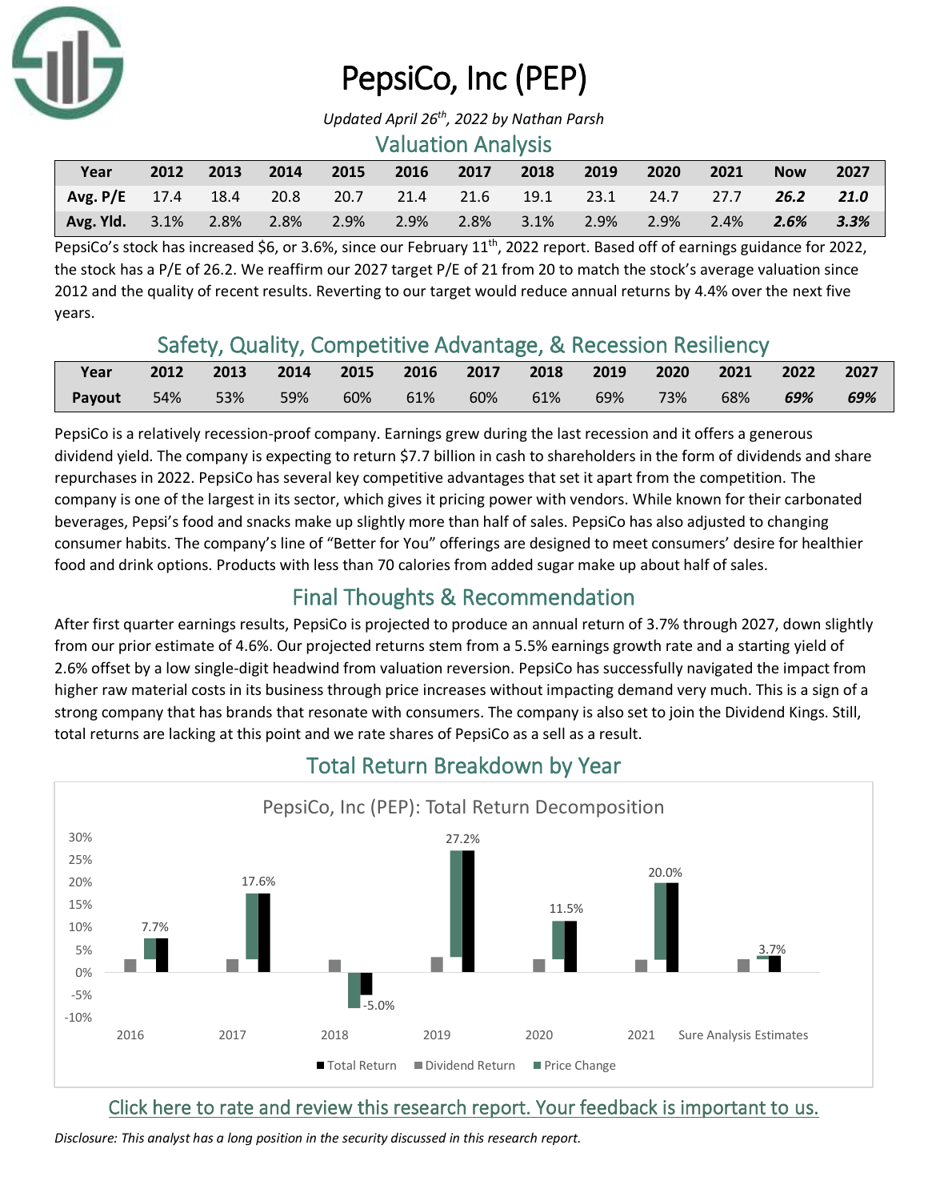# PepsiCo, Inc (PEP)

*Updated April 26th, 2022 by Nathan Parsh*

## Valuation Analysis

| Year | 2012 | 2013 | 2014 | 2015 | 2016 | 2017 | 2018 | 2019 | 2020 | 2021 | Now | 2027 |
|---|---|---|---|---|---|---|---|---|---|---|---|---|
| **Avg. P/E** | 17.4 | 18.4 | 20.8 | 20.7 | 21.4 | 21.6 | 19.1 | 23.1 | 24.7 | 27.7 | ***26.2*** | ***21.0*** |
| **Avg. Yld.** | 3.1% | 2.8% | 2.8% | 2.9% | 2.9% | 2.8% | 3.1% | 2.9% | 2.9% | 2.4% | ***2.6%*** | ***3.3%*** |

PepsiCo's stock has increased $6, or 3.6%, since our February 11th, 2022 report. Based off of earnings guidance for 2022, the stock has a P/E of 26.2. We reaffirm our 2027 target P/E of 21 from 20 to match the stock's average valuation since 2012 and the quality of recent results. Reverting to our target would reduce annual returns by 4.4% over the next five years.

## Safety, Quality, Competitive Advantage, & Recession Resiliency

| Year | 2012 | 2013 | 2014 | 2015 | 2016 | 2017 | 2018 | 2019 | 2020 | 2021 | 2022 | 2027 |
|---|---|---|---|---|---|---|---|---|---|---|---|---|
| **Payout** | 54% | 53% | 59% | 60% | 61% | 60% | 61% | 69% | 73% | 68% | ***69%*** | ***69%*** |

PepsiCo is a relatively recession-proof company. Earnings grew during the last recession and it offers a generous dividend yield. The company is expecting to return $7.7 billion in cash to shareholders in the form of dividends and share repurchases in 2022. PepsiCo has several key competitive advantages that set it apart from the competition. The company is one of the largest in its sector, which gives it pricing power with vendors. While known for their carbonated beverages, Pepsi's food and snacks make up slightly more than half of sales. PepsiCo has also adjusted to changing consumer habits. The company's line of "Better for You" offerings are designed to meet consumers' desire for healthier food and drink options. Products with less than 70 calories from added sugar make up about half of sales.

## Final Thoughts & Recommendation

After first quarter earnings results, PepsiCo is projected to produce an annual return of 3.7% through 2027, down slightly from our prior estimate of 4.6%. Our projected returns stem from a 5.5% earnings growth rate and a starting yield of 2.6% offset by a low single-digit headwind from valuation reversion. PepsiCo has successfully navigated the impact from higher raw material costs in its business through price increases without impacting demand very much. This is a sign of a strong company that has brands that resonate with consumers. The company is also set to join the Dividend Kings. Still, total returns are lacking at this point and we rate shares of PepsiCo as a sell as a result.

## Total Return Breakdown by Year

PepsiCo, Inc (PEP): Total Return Decomposition

| | 2016 | 2017 | 2018 | 2019 | 2020 | 2021 | Sure Analysis Estimates |
|---|---|---|---|---|---|---|---|
| Total Return | 7.7% | 17.6% | -5.0% | 27.2% | 11.5% | 20.0% | 3.7% |

Legend: Total Return, Dividend Return, Price Change

Click here to rate and review this research report. Your feedback is important to us.

*Disclosure: This analyst has a long position in the security discussed in this research report.*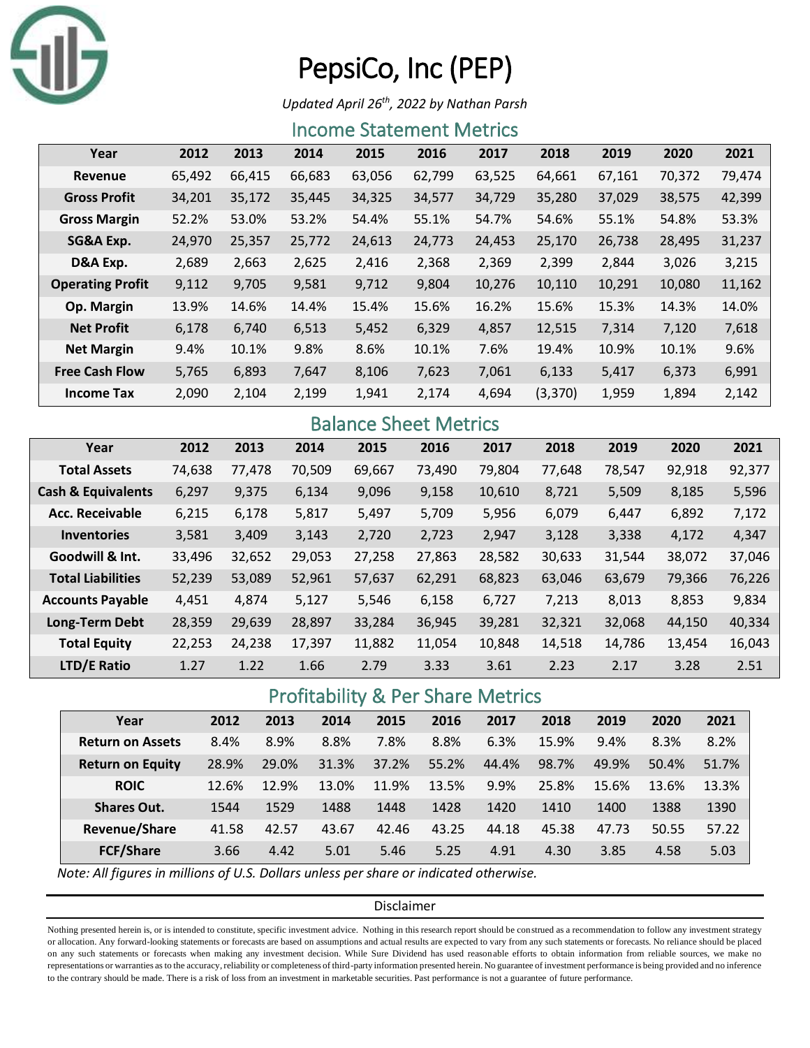# PepsiCo, Inc (PEP)

*Updated April 26th, 2022 by Nathan Parsh*

## Income Statement Metrics

| Year | 2012 | 2013 | 2014 | 2015 | 2016 | 2017 | 2018 | 2019 | 2020 | 2021 |
|---|---|---|---|---|---|---|---|---|---|---|
| Revenue | 65,492 | 66,415 | 66,683 | 63,056 | 62,799 | 63,525 | 64,661 | 67,161 | 70,372 | 79,474 |
| Gross Profit | 34,201 | 35,172 | 35,445 | 34,325 | 34,577 | 34,729 | 35,280 | 37,029 | 38,575 | 42,399 |
| Gross Margin | 52.2% | 53.0% | 53.2% | 54.4% | 55.1% | 54.7% | 54.6% | 55.1% | 54.8% | 53.3% |
| SG&A Exp. | 24,970 | 25,357 | 25,772 | 24,613 | 24,773 | 24,453 | 25,170 | 26,738 | 28,495 | 31,237 |
| D&A Exp. | 2,689 | 2,663 | 2,625 | 2,416 | 2,368 | 2,369 | 2,399 | 2,844 | 3,026 | 3,215 |
| Operating Profit | 9,112 | 9,705 | 9,581 | 9,712 | 9,804 | 10,276 | 10,110 | 10,291 | 10,080 | 11,162 |
| Op. Margin | 13.9% | 14.6% | 14.4% | 15.4% | 15.6% | 16.2% | 15.6% | 15.3% | 14.3% | 14.0% |
| Net Profit | 6,178 | 6,740 | 6,513 | 5,452 | 6,329 | 4,857 | 12,515 | 7,314 | 7,120 | 7,618 |
| Net Margin | 9.4% | 10.1% | 9.8% | 8.6% | 10.1% | 7.6% | 19.4% | 10.9% | 10.1% | 9.6% |
| Free Cash Flow | 5,765 | 6,893 | 7,647 | 8,106 | 7,623 | 7,061 | 6,133 | 5,417 | 6,373 | 6,991 |
| Income Tax | 2,090 | 2,104 | 2,199 | 1,941 | 2,174 | 4,694 | (3,370) | 1,959 | 1,894 | 2,142 |

## Balance Sheet Metrics

| Year | 2012 | 2013 | 2014 | 2015 | 2016 | 2017 | 2018 | 2019 | 2020 | 2021 |
|---|---|---|---|---|---|---|---|---|---|---|
| Total Assets | 74,638 | 77,478 | 70,509 | 69,667 | 73,490 | 79,804 | 77,648 | 78,547 | 92,918 | 92,377 |
| Cash & Equivalents | 6,297 | 9,375 | 6,134 | 9,096 | 9,158 | 10,610 | 8,721 | 5,509 | 8,185 | 5,596 |
| Acc. Receivable | 6,215 | 6,178 | 5,817 | 5,497 | 5,709 | 5,956 | 6,079 | 6,447 | 6,892 | 7,172 |
| Inventories | 3,581 | 3,409 | 3,143 | 2,720 | 2,723 | 2,947 | 3,128 | 3,338 | 4,172 | 4,347 |
| Goodwill & Int. | 33,496 | 32,652 | 29,053 | 27,258 | 27,863 | 28,582 | 30,633 | 31,544 | 38,072 | 37,046 |
| Total Liabilities | 52,239 | 53,089 | 52,961 | 57,637 | 62,291 | 68,823 | 63,046 | 63,679 | 79,366 | 76,226 |
| Accounts Payable | 4,451 | 4,874 | 5,127 | 5,546 | 6,158 | 6,727 | 7,213 | 8,013 | 8,853 | 9,834 |
| Long-Term Debt | 28,359 | 29,639 | 28,897 | 33,284 | 36,945 | 39,281 | 32,321 | 32,068 | 44,150 | 40,334 |
| Total Equity | 22,253 | 24,238 | 17,397 | 11,882 | 11,054 | 10,848 | 14,518 | 14,786 | 13,454 | 16,043 |
| LTD/E Ratio | 1.27 | 1.22 | 1.66 | 2.79 | 3.33 | 3.61 | 2.23 | 2.17 | 3.28 | 2.51 |

## Profitability & Per Share Metrics

| Year | 2012 | 2013 | 2014 | 2015 | 2016 | 2017 | 2018 | 2019 | 2020 | 2021 |
|---|---|---|---|---|---|---|---|---|---|---|
| Return on Assets | 8.4% | 8.9% | 8.8% | 7.8% | 8.8% | 6.3% | 15.9% | 9.4% | 8.3% | 8.2% |
| Return on Equity | 28.9% | 29.0% | 31.3% | 37.2% | 55.2% | 44.4% | 98.7% | 49.9% | 50.4% | 51.7% |
| ROIC | 12.6% | 12.9% | 13.0% | 11.9% | 13.5% | 9.9% | 25.8% | 15.6% | 13.6% | 13.3% |
| Shares Out. | 1544 | 1529 | 1488 | 1448 | 1428 | 1420 | 1410 | 1400 | 1388 | 1390 |
| Revenue/Share | 41.58 | 42.57 | 43.67 | 42.46 | 43.25 | 44.18 | 45.38 | 47.73 | 50.55 | 57.22 |
| FCF/Share | 3.66 | 4.42 | 5.01 | 5.46 | 5.25 | 4.91 | 4.30 | 3.85 | 4.58 | 5.03 |

*Note: All figures in millions of U.S. Dollars unless per share or indicated otherwise.*

---

Disclaimer

Nothing presented herein is, or is intended to constitute, specific investment advice. Nothing in this research report should be construed as a recommendation to follow any investment strategy or allocation. Any forward-looking statements or forecasts are based on assumptions and actual results are expected to vary from any such statements or forecasts. No reliance should be placed on any such statements or forecasts when making any investment decision. While Sure Dividend has used reasonable efforts to obtain information from reliable sources, we make no representations or warranties as to the accuracy, reliability or completeness of third-party information presented herein. No guarantee of investment performance is being provided and no inference to the contrary should be made. There is a risk of loss from an investment in marketable securities. Past performance is not a guarantee of future performance.